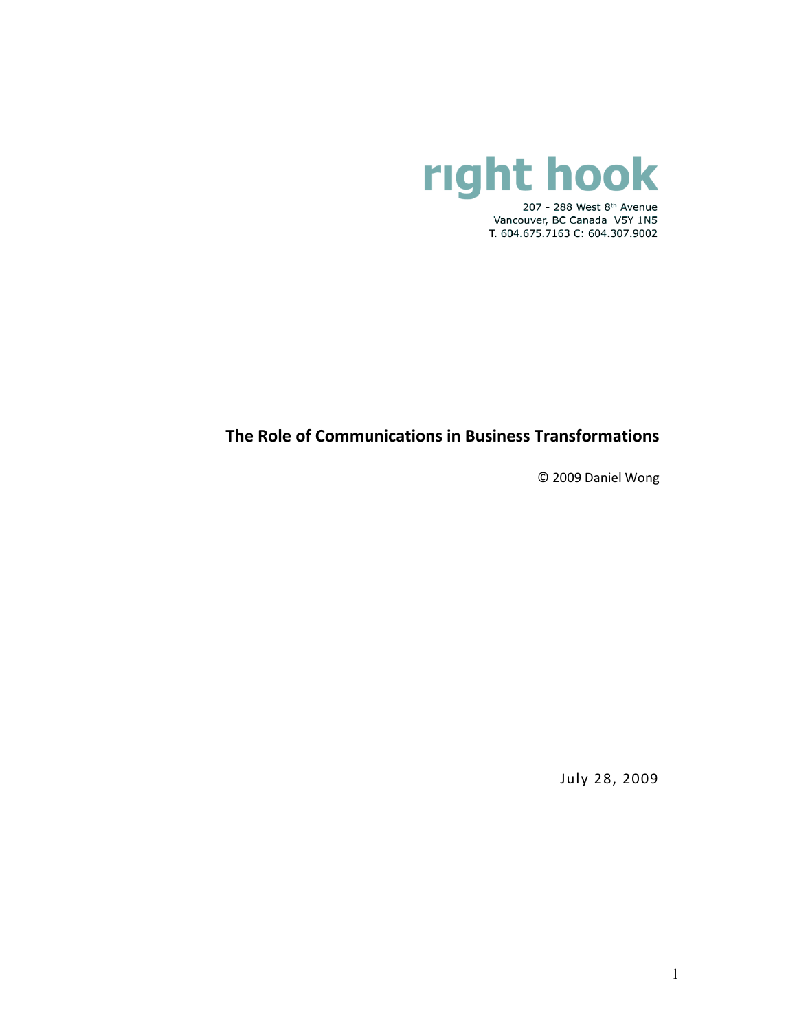**right hook**

207 - 288 West 8th Avenue
Vancouver, BC Canada V5Y 1N5
T. 604.675.7163 C: 604.307.9002

# The Role of Communications in Business Transformations

© 2009 Daniel Wong

July 28, 2009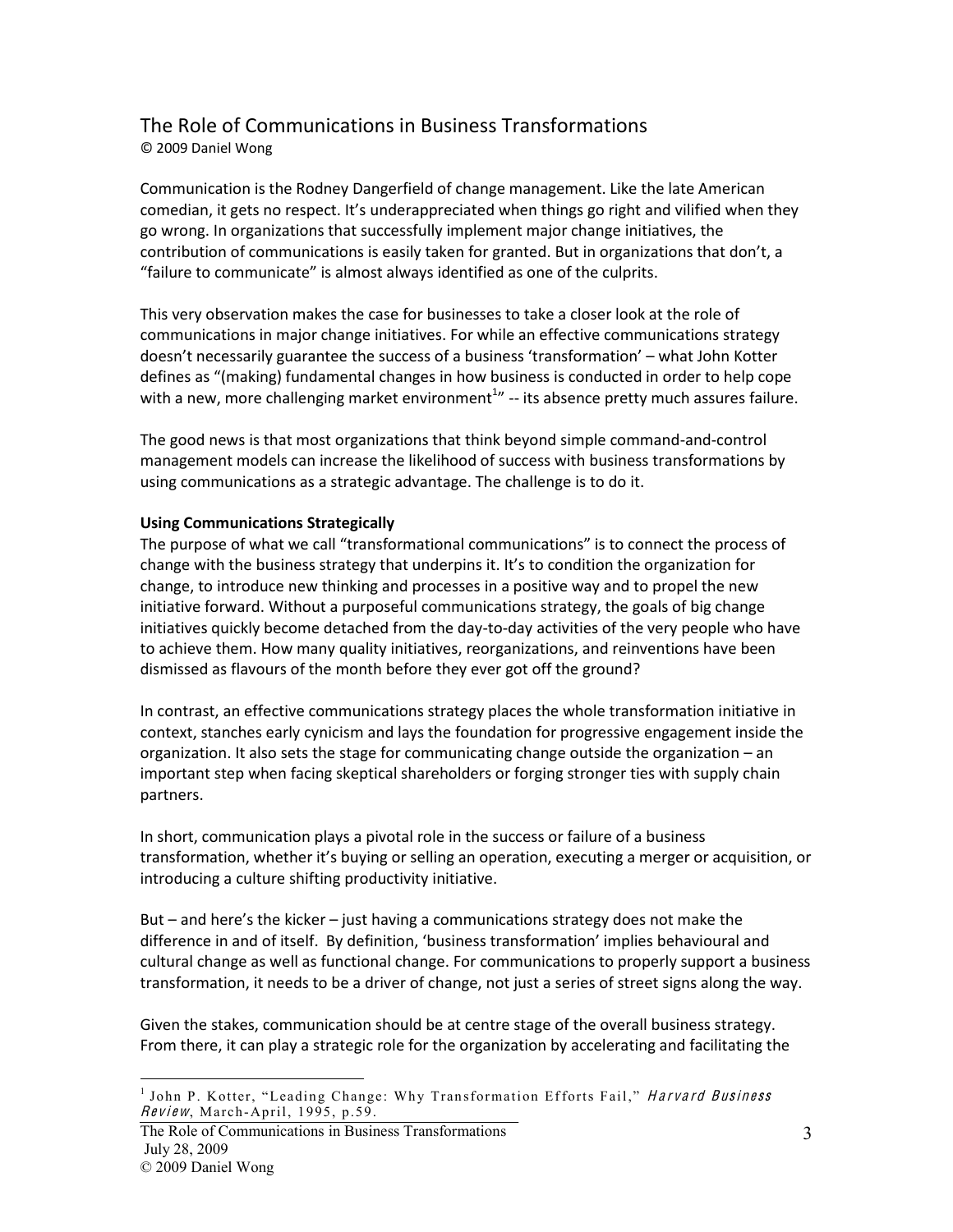# The Role of Communications in Business Transformations

© 2009 Daniel Wong

Communication is the Rodney Dangerfield of change management. Like the late American comedian, it gets no respect. It's underappreciated when things go right and vilified when they go wrong. In organizations that successfully implement major change initiatives, the contribution of communications is easily taken for granted. But in organizations that don't, a "failure to communicate" is almost always identified as one of the culprits.

This very observation makes the case for businesses to take a closer look at the role of communications in major change initiatives. For while an effective communications strategy doesn't necessarily guarantee the success of a business 'transformation' – what John Kotter defines as "(making) fundamental changes in how business is conducted in order to help cope with a new, more challenging market environment[1]" -- its absence pretty much assures failure.

The good news is that most organizations that think beyond simple command-and-control management models can increase the likelihood of success with business transformations by using communications as a strategic advantage. The challenge is to do it.

**Using Communications Strategically**

The purpose of what we call "transformational communications" is to connect the process of change with the business strategy that underpins it. It's to condition the organization for change, to introduce new thinking and processes in a positive way and to propel the new initiative forward. Without a purposeful communications strategy, the goals of big change initiatives quickly become detached from the day-to-day activities of the very people who have to achieve them. How many quality initiatives, reorganizations, and reinventions have been dismissed as flavours of the month before they ever got off the ground?

In contrast, an effective communications strategy places the whole transformation initiative in context, stanches early cynicism and lays the foundation for progressive engagement inside the organization. It also sets the stage for communicating change outside the organization – an important step when facing skeptical shareholders or forging stronger ties with supply chain partners.

In short, communication plays a pivotal role in the success or failure of a business transformation, whether it's buying or selling an operation, executing a merger or acquisition, or introducing a culture shifting productivity initiative.

But – and here's the kicker – just having a communications strategy does not make the difference in and of itself. By definition, 'business transformation' implies behavioural and cultural change as well as functional change. For communications to properly support a business transformation, it needs to be a driver of change, not just a series of street signs along the way.

Given the stakes, communication should be at centre stage of the overall business strategy. From there, it can play a strategic role for the organization by accelerating and facilitating the

---

[1] John P. Kotter, "Leading Change: Why Transformation Efforts Fail," *Harvard Business Review*, March-April, 1995, p.59.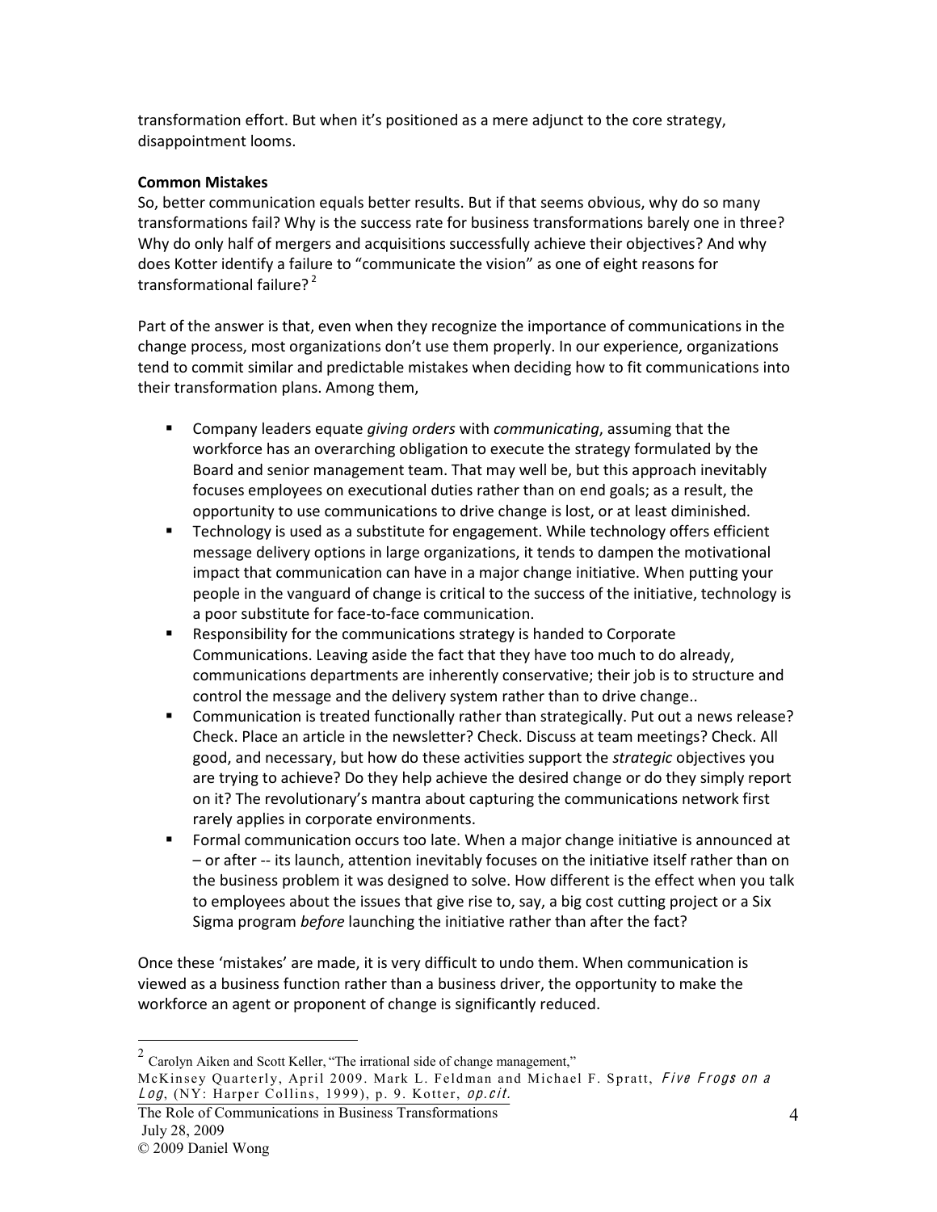transformation effort. But when it's positioned as a mere adjunct to the core strategy, disappointment looms.

**Common Mistakes**

So, better communication equals better results. But if that seems obvious, why do so many transformations fail? Why is the success rate for business transformations barely one in three? Why do only half of mergers and acquisitions successfully achieve their objectives? And why does Kotter identify a failure to "communicate the vision" as one of eight reasons for transformational failure? [2]

Part of the answer is that, even when they recognize the importance of communications in the change process, most organizations don't use them properly. In our experience, organizations tend to commit similar and predictable mistakes when deciding how to fit communications into their transformation plans. Among them,

- Company leaders equate *giving orders* with *communicating*, assuming that the workforce has an overarching obligation to execute the strategy formulated by the Board and senior management team. That may well be, but this approach inevitably focuses employees on executional duties rather than on end goals; as a result, the opportunity to use communications to drive change is lost, or at least diminished.
- Technology is used as a substitute for engagement. While technology offers efficient message delivery options in large organizations, it tends to dampen the motivational impact that communication can have in a major change initiative. When putting your people in the vanguard of change is critical to the success of the initiative, technology is a poor substitute for face-to-face communication.
- Responsibility for the communications strategy is handed to Corporate Communications. Leaving aside the fact that they have too much to do already, communications departments are inherently conservative; their job is to structure and control the message and the delivery system rather than to drive change..
- Communication is treated functionally rather than strategically. Put out a news release? Check. Place an article in the newsletter? Check. Discuss at team meetings? Check. All good, and necessary, but how do these activities support the *strategic* objectives you are trying to achieve? Do they help achieve the desired change or do they simply report on it? The revolutionary's mantra about capturing the communications network first rarely applies in corporate environments.
- Formal communication occurs too late. When a major change initiative is announced at – or after -- its launch, attention inevitably focuses on the initiative itself rather than on the business problem it was designed to solve. How different is the effect when you talk to employees about the issues that give rise to, say, a big cost cutting project or a Six Sigma program *before* launching the initiative rather than after the fact?

Once these 'mistakes' are made, it is very difficult to undo them. When communication is viewed as a business function rather than a business driver, the opportunity to make the workforce an agent or proponent of change is significantly reduced.

---

[2] Carolyn Aiken and Scott Keller, "The irrational side of change management," McKinsey Quarterly, April 2009. Mark L. Feldman and Michael F. Spratt, *Five Frogs on a Log*, (NY: Harper Collins, 1999), p. 9. Kotter, *op.cit.*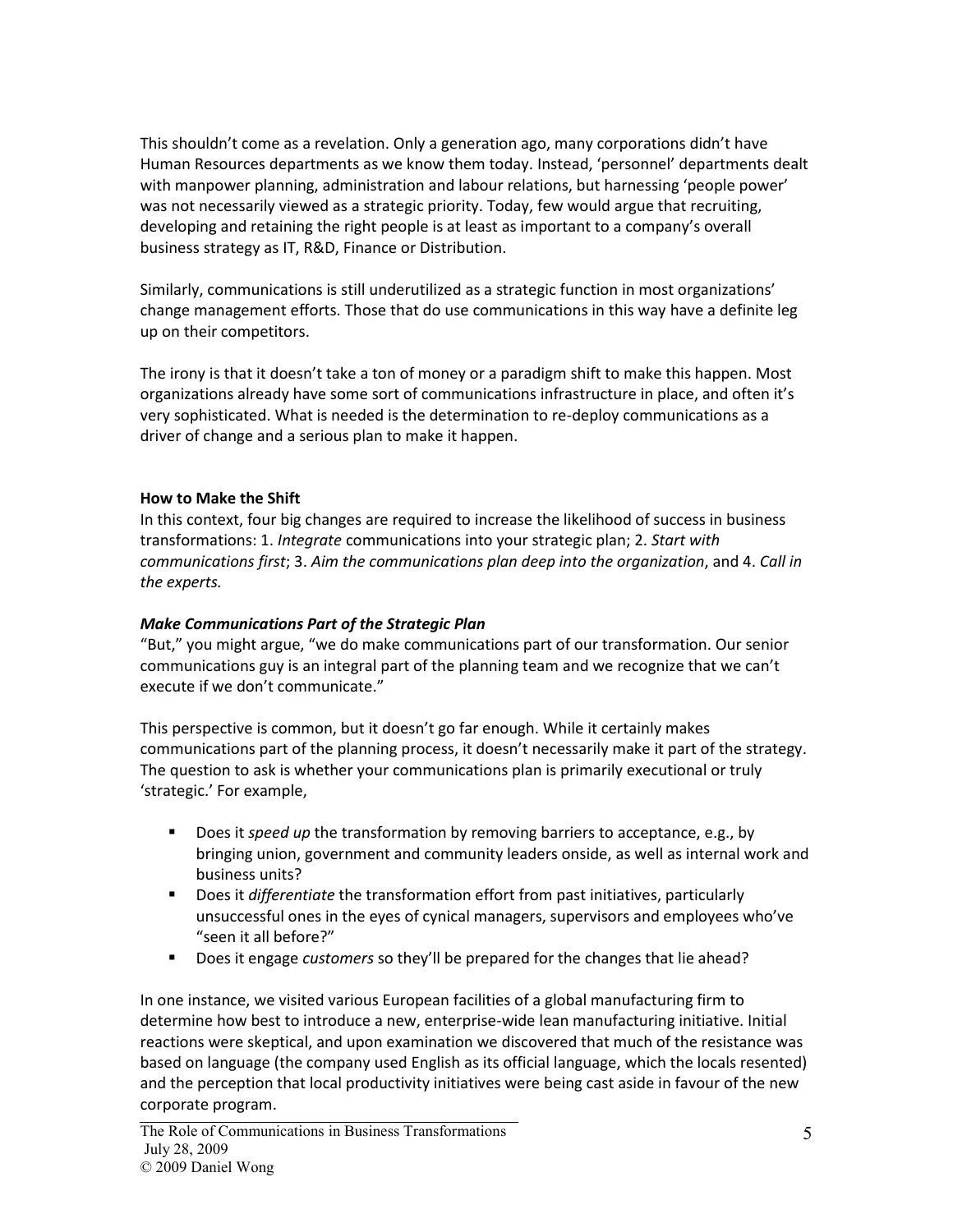This shouldn't come as a revelation. Only a generation ago, many corporations didn't have Human Resources departments as we know them today. Instead, 'personnel' departments dealt with manpower planning, administration and labour relations, but harnessing 'people power' was not necessarily viewed as a strategic priority. Today, few would argue that recruiting, developing and retaining the right people is at least as important to a company's overall business strategy as IT, R&D, Finance or Distribution.

Similarly, communications is still underutilized as a strategic function in most organizations' change management efforts. Those that do use communications in this way have a definite leg up on their competitors.

The irony is that it doesn't take a ton of money or a paradigm shift to make this happen. Most organizations already have some sort of communications infrastructure in place, and often it's very sophisticated. What is needed is the determination to re-deploy communications as a driver of change and a serious plan to make it happen.

**How to Make the Shift**

In this context, four big changes are required to increase the likelihood of success in business transformations: 1. *Integrate* communications into your strategic plan; 2. *Start with communications first*; 3. *Aim the communications plan deep into the organization*, and 4. *Call in the experts.*

***Make Communications Part of the Strategic Plan***

"But," you might argue, "we do make communications part of our transformation. Our senior communications guy is an integral part of the planning team and we recognize that we can't execute if we don't communicate."

This perspective is common, but it doesn't go far enough. While it certainly makes communications part of the planning process, it doesn't necessarily make it part of the strategy. The question to ask is whether your communications plan is primarily executional or truly 'strategic.' For example,

- Does it *speed up* the transformation by removing barriers to acceptance, e.g., by bringing union, government and community leaders onside, as well as internal work and business units?
- Does it *differentiate* the transformation effort from past initiatives, particularly unsuccessful ones in the eyes of cynical managers, supervisors and employees who've "seen it all before?"
- Does it engage *customers* so they'll be prepared for the changes that lie ahead?

In one instance, we visited various European facilities of a global manufacturing firm to determine how best to introduce a new, enterprise-wide lean manufacturing initiative. Initial reactions were skeptical, and upon examination we discovered that much of the resistance was based on language (the company used English as its official language, which the locals resented) and the perception that local productivity initiatives were being cast aside in favour of the new corporate program.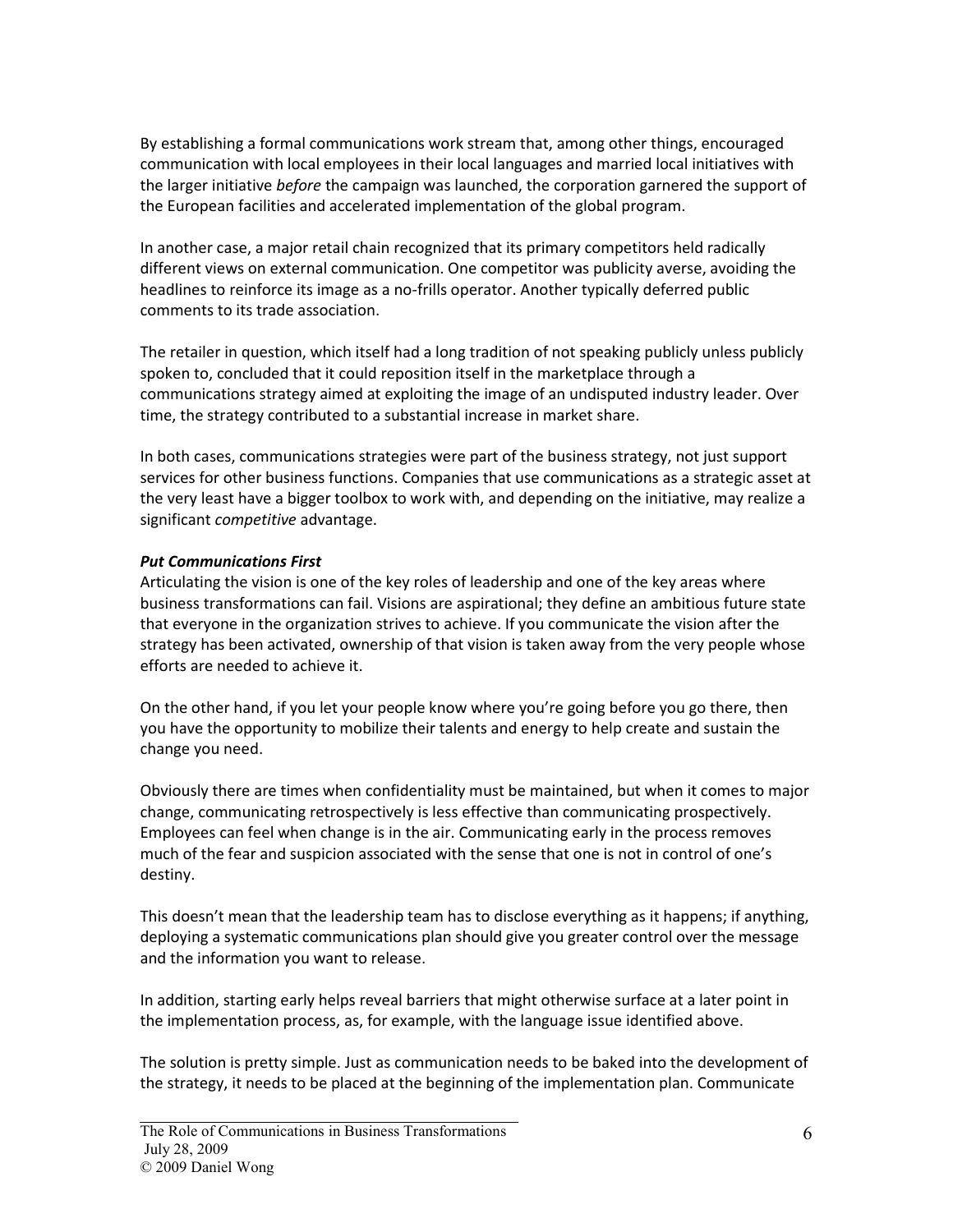By establishing a formal communications work stream that, among other things, encouraged communication with local employees in their local languages and married local initiatives with the larger initiative *before* the campaign was launched, the corporation garnered the support of the European facilities and accelerated implementation of the global program.

In another case, a major retail chain recognized that its primary competitors held radically different views on external communication. One competitor was publicity averse, avoiding the headlines to reinforce its image as a no-frills operator. Another typically deferred public comments to its trade association.

The retailer in question, which itself had a long tradition of not speaking publicly unless publicly spoken to, concluded that it could reposition itself in the marketplace through a communications strategy aimed at exploiting the image of an undisputed industry leader. Over time, the strategy contributed to a substantial increase in market share.

In both cases, communications strategies were part of the business strategy, not just support services for other business functions. Companies that use communications as a strategic asset at the very least have a bigger toolbox to work with, and depending on the initiative, may realize a significant *competitive* advantage.

***Put Communications First***

Articulating the vision is one of the key roles of leadership and one of the key areas where business transformations can fail. Visions are aspirational; they define an ambitious future state that everyone in the organization strives to achieve. If you communicate the vision after the strategy has been activated, ownership of that vision is taken away from the very people whose efforts are needed to achieve it.

On the other hand, if you let your people know where you're going before you go there, then you have the opportunity to mobilize their talents and energy to help create and sustain the change you need.

Obviously there are times when confidentiality must be maintained, but when it comes to major change, communicating retrospectively is less effective than communicating prospectively. Employees can feel when change is in the air. Communicating early in the process removes much of the fear and suspicion associated with the sense that one is not in control of one's destiny.

This doesn't mean that the leadership team has to disclose everything as it happens; if anything, deploying a systematic communications plan should give you greater control over the message and the information you want to release.

In addition, starting early helps reveal barriers that might otherwise surface at a later point in the implementation process, as, for example, with the language issue identified above.

The solution is pretty simple. Just as communication needs to be baked into the development of the strategy, it needs to be placed at the beginning of the implementation plan. Communicate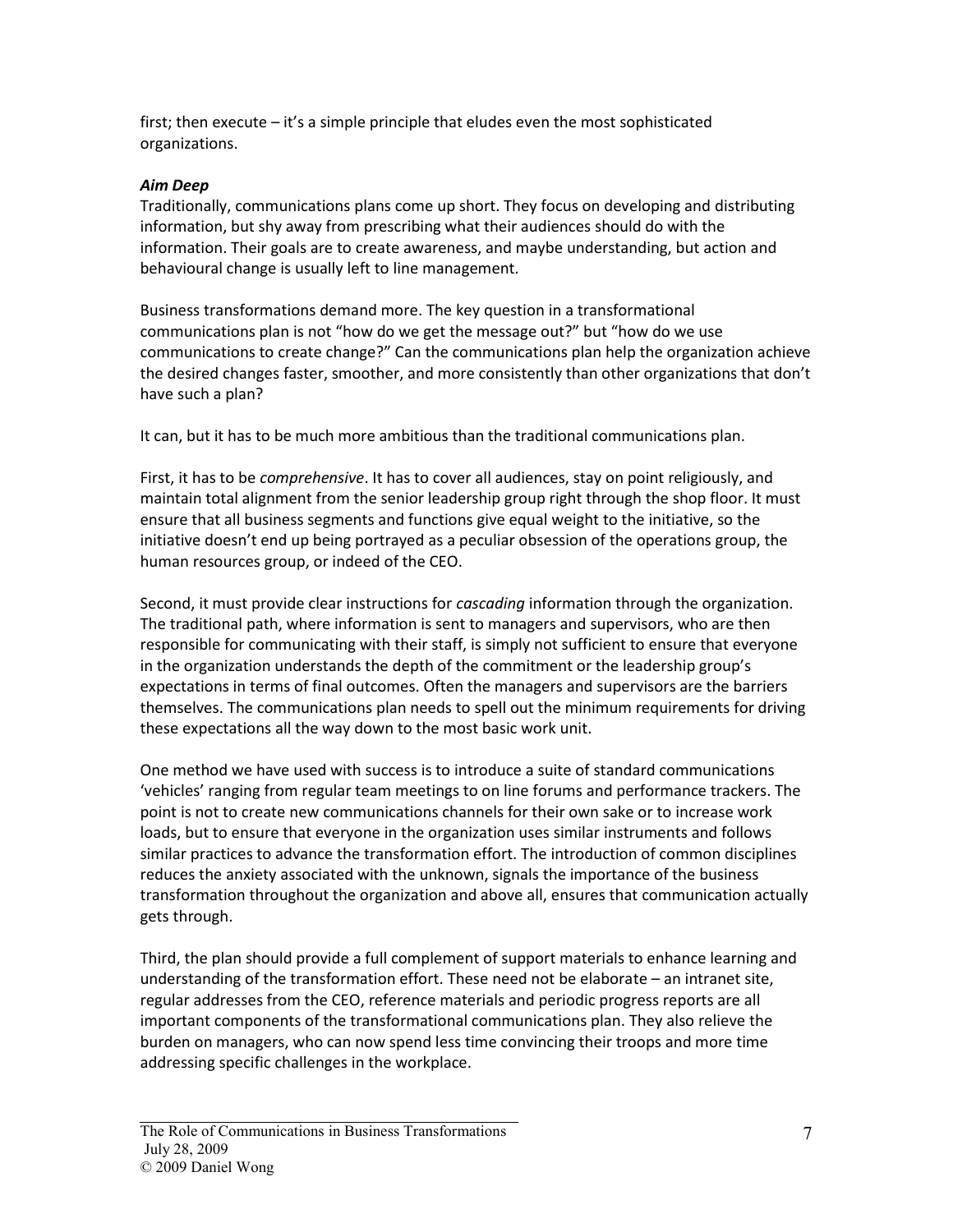first; then execute – it's a simple principle that eludes even the most sophisticated organizations.

***Aim Deep***

Traditionally, communications plans come up short. They focus on developing and distributing information, but shy away from prescribing what their audiences should do with the information. Their goals are to create awareness, and maybe understanding, but action and behavioural change is usually left to line management.

Business transformations demand more. The key question in a transformational communications plan is not "how do we get the message out?" but "how do we use communications to create change?" Can the communications plan help the organization achieve the desired changes faster, smoother, and more consistently than other organizations that don't have such a plan?

It can, but it has to be much more ambitious than the traditional communications plan.

First, it has to be *comprehensive*. It has to cover all audiences, stay on point religiously, and maintain total alignment from the senior leadership group right through the shop floor. It must ensure that all business segments and functions give equal weight to the initiative, so the initiative doesn't end up being portrayed as a peculiar obsession of the operations group, the human resources group, or indeed of the CEO.

Second, it must provide clear instructions for *cascading* information through the organization. The traditional path, where information is sent to managers and supervisors, who are then responsible for communicating with their staff, is simply not sufficient to ensure that everyone in the organization understands the depth of the commitment or the leadership group's expectations in terms of final outcomes. Often the managers and supervisors are the barriers themselves. The communications plan needs to spell out the minimum requirements for driving these expectations all the way down to the most basic work unit.

One method we have used with success is to introduce a suite of standard communications 'vehicles' ranging from regular team meetings to on line forums and performance trackers. The point is not to create new communications channels for their own sake or to increase work loads, but to ensure that everyone in the organization uses similar instruments and follows similar practices to advance the transformation effort. The introduction of common disciplines reduces the anxiety associated with the unknown, signals the importance of the business transformation throughout the organization and above all, ensures that communication actually gets through.

Third, the plan should provide a full complement of support materials to enhance learning and understanding of the transformation effort. These need not be elaborate – an intranet site, regular addresses from the CEO, reference materials and periodic progress reports are all important components of the transformational communications plan. They also relieve the burden on managers, who can now spend less time convincing their troops and more time addressing specific challenges in the workplace.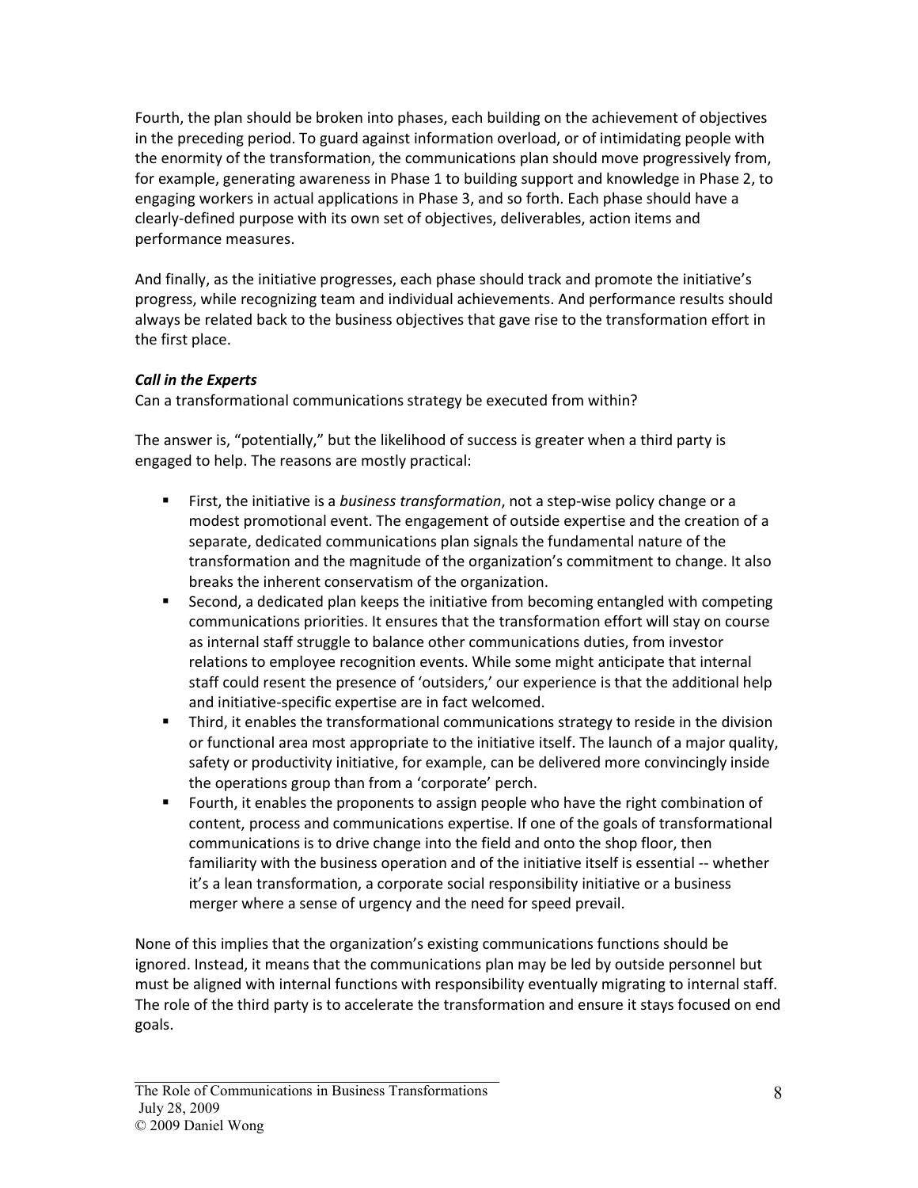Fourth, the plan should be broken into phases, each building on the achievement of objectives in the preceding period. To guard against information overload, or of intimidating people with the enormity of the transformation, the communications plan should move progressively from, for example, generating awareness in Phase 1 to building support and knowledge in Phase 2, to engaging workers in actual applications in Phase 3, and so forth. Each phase should have a clearly-defined purpose with its own set of objectives, deliverables, action items and performance measures.

And finally, as the initiative progresses, each phase should track and promote the initiative's progress, while recognizing team and individual achievements. And performance results should always be related back to the business objectives that gave rise to the transformation effort in the first place.

***Call in the Experts***

Can a transformational communications strategy be executed from within?

The answer is, "potentially," but the likelihood of success is greater when a third party is engaged to help. The reasons are mostly practical:

- First, the initiative is a *business transformation*, not a step-wise policy change or a modest promotional event. The engagement of outside expertise and the creation of a separate, dedicated communications plan signals the fundamental nature of the transformation and the magnitude of the organization's commitment to change. It also breaks the inherent conservatism of the organization.
- Second, a dedicated plan keeps the initiative from becoming entangled with competing communications priorities. It ensures that the transformation effort will stay on course as internal staff struggle to balance other communications duties, from investor relations to employee recognition events. While some might anticipate that internal staff could resent the presence of 'outsiders,' our experience is that the additional help and initiative-specific expertise are in fact welcomed.
- Third, it enables the transformational communications strategy to reside in the division or functional area most appropriate to the initiative itself. The launch of a major quality, safety or productivity initiative, for example, can be delivered more convincingly inside the operations group than from a 'corporate' perch.
- Fourth, it enables the proponents to assign people who have the right combination of content, process and communications expertise. If one of the goals of transformational communications is to drive change into the field and onto the shop floor, then familiarity with the business operation and of the initiative itself is essential -- whether it's a lean transformation, a corporate social responsibility initiative or a business merger where a sense of urgency and the need for speed prevail.

None of this implies that the organization's existing communications functions should be ignored. Instead, it means that the communications plan may be led by outside personnel but must be aligned with internal functions with responsibility eventually migrating to internal staff. The role of the third party is to accelerate the transformation and ensure it stays focused on end goals.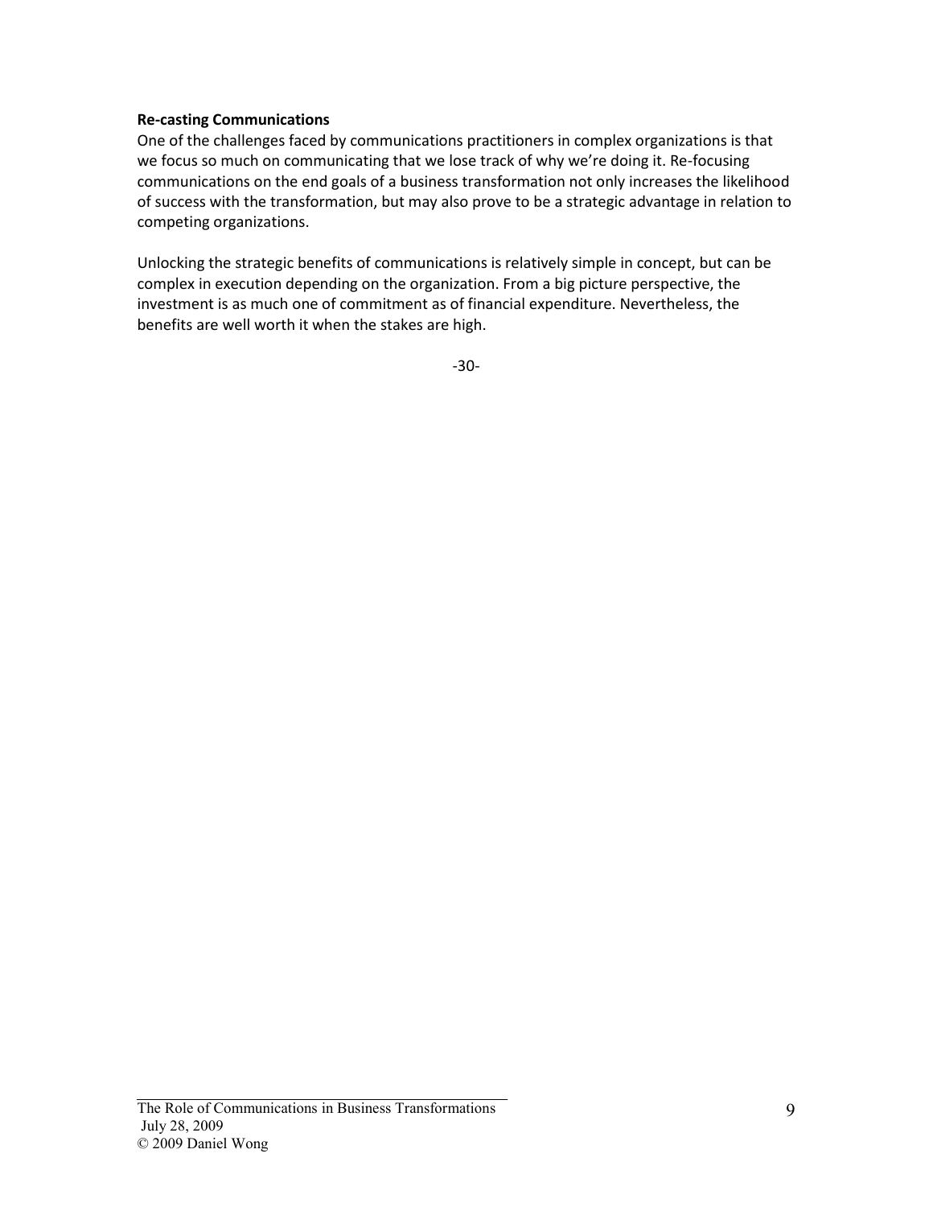**Re-casting Communications**

One of the challenges faced by communications practitioners in complex organizations is that we focus so much on communicating that we lose track of why we're doing it. Re-focusing communications on the end goals of a business transformation not only increases the likelihood of success with the transformation, but may also prove to be a strategic advantage in relation to competing organizations.

Unlocking the strategic benefits of communications is relatively simple in concept, but can be complex in execution depending on the organization. From a big picture perspective, the investment is as much one of commitment as of financial expenditure. Nevertheless, the benefits are well worth it when the stakes are high.

-30-